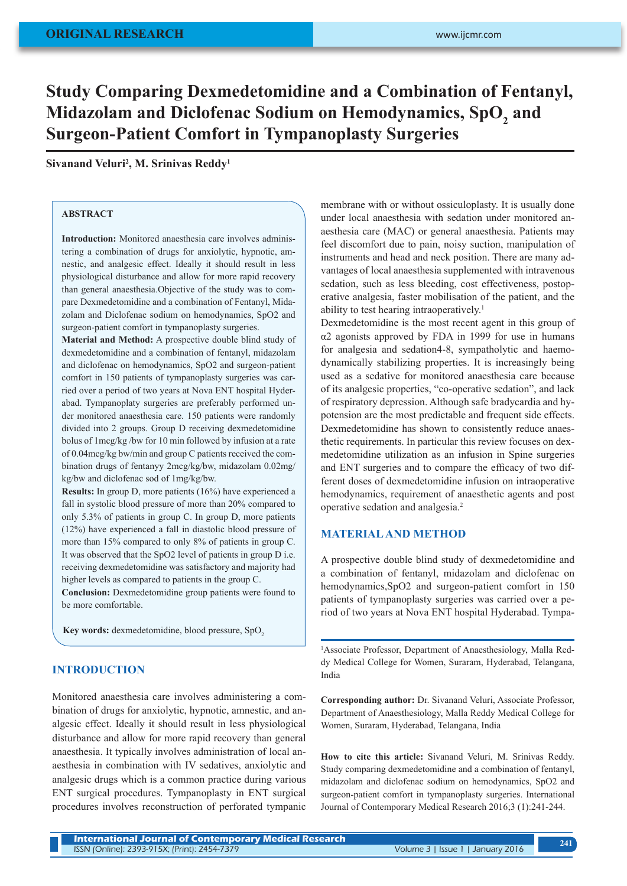ORIGINAL RESEARCH

# Study Comparing Dexmedetomidine and a Combination of Fentanyl, Midazolam and Diclofenac Sodium on Hemodynamics, $SpO_2$ and Surgeon-Patient Comfort in Tympanoplasty Surgeries

**Sivanand Veluri[2], M. Srinivas Reddy[1]**

## ABSTRACT

**Introduction:** Monitored anaesthesia care involves administering a combination of drugs for anxiolytic, hypnotic, amnestic, and analgesic effect. Ideally it should result in less physiological disturbance and allow for more rapid recovery than general anaesthesia.Objective of the study was to compare Dexmedetomidine and a combination of Fentanyl, Midazolam and Diclofenac sodium on hemodynamics, SpO2 and surgeon-patient comfort in tympanoplasty surgeries.

**Material and Method:** A prospective double blind study of dexmedetomidine and a combination of fentanyl, midazolam and diclofenac on hemodynamics, SpO2 and surgeon-patient comfort in 150 patients of tympanoplasty surgeries was carried over a period of two years at Nova ENT hospital Hyderabad. Tympanoplaty surgeries are preferably performed under monitored anaesthesia care. 150 patients were randomly divided into 2 groups. Group D receiving dexmedetomidine bolus of 1mcg/kg /bw for 10 min followed by infusion at a rate of 0.04mcg/kg bw/min and group C patients received the combination drugs of fentanyy 2mcg/kg/bw, midazolam 0.02mg/kg/bw and diclofenac sod of 1mg/kg/bw.

**Results:** In group D, more patients (16%) have experienced a fall in systolic blood pressure of more than 20% compared to only 5.3% of patients in group C. In group D, more patients (12%) have experienced a fall in diastolic blood pressure of more than 15% compared to only 8% of patients in group C. It was observed that the SpO2 level of patients in group D i.e. receiving dexmedetomidine was satisfactory and majority had higher levels as compared to patients in the group C.

**Conclusion:** Dexmedetomidine group patients were found to be more comfortable.

**Key words:** dexmedetomidine, blood pressure, $SpO_2$

## INTRODUCTION

Monitored anaesthesia care involves administering a combination of drugs for anxiolytic, hypnotic, amnestic, and analgesic effect. Ideally it should result in less physiological disturbance and allow for more rapid recovery than general anaesthesia. It typically involves administration of local anaesthesia in combination with IV sedatives, anxiolytic and analgesic drugs which is a common practice during various ENT surgical procedures. Tympanoplasty in ENT surgical procedures involves reconstruction of perforated tympanic membrane with or without ossiculoplasty. It is usually done under local anaesthesia with sedation under monitored anaesthesia care (MAC) or general anaesthesia. Patients may feel discomfort due to pain, noisy suction, manipulation of instruments and head and neck position. There are many advantages of local anaesthesia supplemented with intravenous sedation, such as less bleeding, cost effectiveness, postoperative analgesia, faster mobilisation of the patient, and the ability to test hearing intraoperatively.[1]

Dexmedetomidine is the most recent agent in this group of α2 agonists approved by FDA in 1999 for use in humans for analgesia and sedation4-8, sympatholytic and haemodynamically stabilizing properties. It is increasingly being used as a sedative for monitored anaesthesia care because of its analgesic properties, "co-operative sedation", and lack of respiratory depression. Although safe bradycardia and hypotension are the most predictable and frequent side effects. Dexmedetomidine has shown to consistently reduce anaesthetic requirements. In particular this review focuses on dexmedetomidine utilization as an infusion in Spine surgeries and ENT surgeries and to compare the efficacy of two different doses of dexmedetomidine infusion on intraoperative hemodynamics, requirement of anaesthetic agents and post operative sedation and analgesia.[2]

## MATERIAL AND METHOD

A prospective double blind study of dexmedetomidine and a combination of fentanyl, midazolam and diclofenac on hemodynamics,SpO2 and surgeon-patient comfort in 150 patients of tympanoplasty surgeries was carried over a period of two years at Nova ENT hospital Hyderabad. Tympa-

[1]Associate Professor, Department of Anaesthesiology, Malla Reddy Medical College for Women, Suraram, Hyderabad, Telangana, India

**Corresponding author:** Dr. Sivanand Veluri, Associate Professor, Department of Anaesthesiology, Malla Reddy Medical College for Women, Suraram, Hyderabad, Telangana, India

**How to cite this article:** Sivanand Veluri, M. Srinivas Reddy. Study comparing dexmedetomidine and a combination of fentanyl, midazolam and diclofenac sodium on hemodynamics, SpO2 and surgeon-patient comfort in tympanoplasty surgeries. International Journal of Contemporary Medical Research 2016;3 (1):241-244.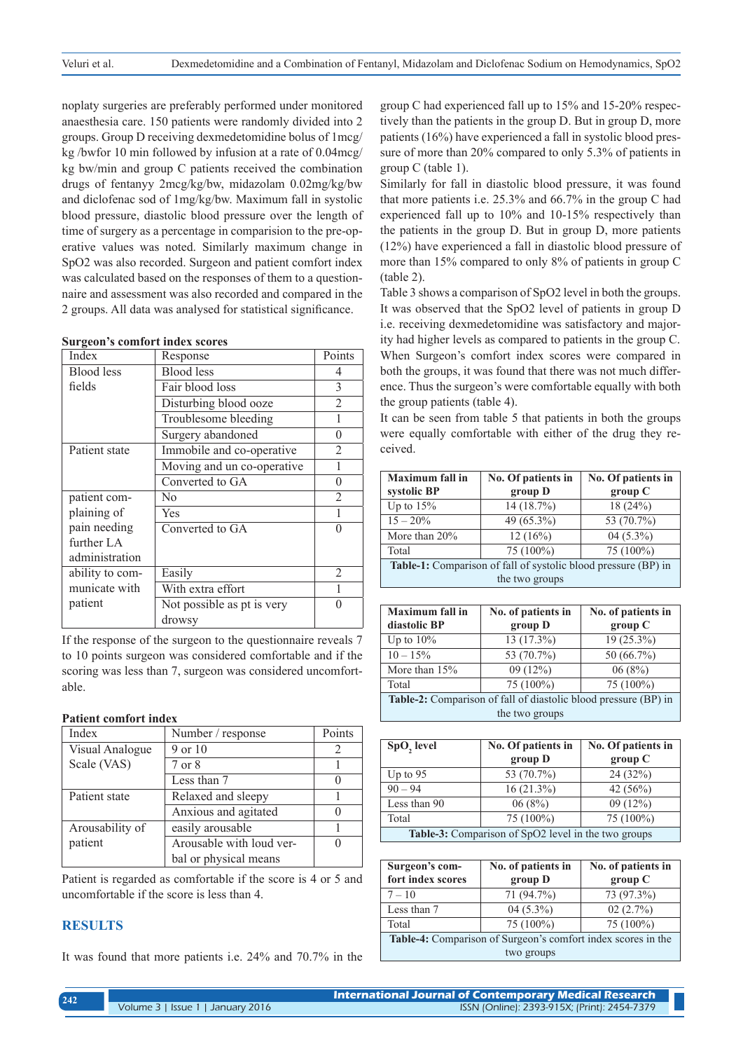noplaty surgeries are preferably performed under monitored anaesthesia care. 150 patients were randomly divided into 2 groups. Group D receiving dexmedetomidine bolus of 1mcg/kg /bwfor 10 min followed by infusion at a rate of 0.04mcg/kg bw/min and group C patients received the combination drugs of fentanyy 2mcg/kg/bw, midazolam 0.02mg/kg/bw and diclofenac sod of 1mg/kg/bw. Maximum fall in systolic blood pressure, diastolic blood pressure over the length of time of surgery as a percentage in comparision to the pre-operative values was noted. Similarly maximum change in SpO2 was also recorded. Surgeon and patient comfort index was calculated based on the responses of them to a questionnaire and assessment was also recorded and compared in the 2 groups. All data was analysed for statistical significance.

**Surgeon's comfort index scores**

| Index | Response | Points |
|---|---|---|
| Blood less fields | Blood less | 4 |
| | Fair blood loss | 3 |
| | Disturbing blood ooze | 2 |
| | Troublesome bleeding | 1 |
| | Surgery abandoned | 0 |
| Patient state | Immobile and co-operative | 2 |
| | Moving and un co-operative | 1 |
| | Converted to GA | 0 |
| patient complaining of pain needing further LA administration | No | 2 |
| | Yes | 1 |
| | Converted to GA | 0 |
| ability to communicate with patient | Easily | 2 |
| | With extra effort | 1 |
| | Not possible as pt is very drowsy | 0 |

If the response of the surgeon to the questionnaire reveals 7 to 10 points surgeon was considered comfortable and if the scoring was less than 7, surgeon was considered uncomfortable.

**Patient comfort index**

| Index | Number / response | Points |
|---|---|---|
| Visual Analogue Scale (VAS) | 9 or 10 | 2 |
| | 7 or 8 | 1 |
| | Less than 7 | 0 |
| Patient state | Relaxed and sleepy | 1 |
| | Anxious and agitated | 0 |
| Arousability of patient | easily arousable | 1 |
| | Arousable with loud verbal or physical means | 0 |

Patient is regarded as comfortable if the score is 4 or 5 and uncomfortable if the score is less than 4.

## RESULTS

It was found that more patients i.e. 24% and 70.7% in the group C had experienced fall up to 15% and 15-20% respectively than the patients in the group D. But in group D, more patients (16%) have experienced a fall in systolic blood pressure of more than 20% compared to only 5.3% of patients in group C (table 1).

Similarly for fall in diastolic blood pressure, it was found that more patients i.e. 25.3% and 66.7% in the group C had experienced fall up to 10% and 10-15% respectively than the patients in the group D. But in group D, more patients (12%) have experienced a fall in diastolic blood pressure of more than 15% compared to only 8% of patients in group C (table 2).

Table 3 shows a comparison of SpO2 level in both the groups. It was observed that the SpO2 level of patients in group D i.e. receiving dexmedetomidine was satisfactory and majority had higher levels as compared to patients in the group C.

When Surgeon's comfort index scores were compared in both the groups, it was found that there was not much difference. Thus the surgeon's were comfortable equally with both the group patients (table 4).

It can be seen from table 5 that patients in both the groups were equally comfortable with either of the drug they received.

| Maximum fall in systolic BP | No. Of patients in group D | No. Of patients in group C |
|---|---|---|
| Up to 15% | 14 (18.7%) | 18 (24%) |
| 15 – 20% | 49 (65.3%) | 53 (70.7%) |
| More than 20% | 12 (16%) | 04 (5.3%) |
| Total | 75 (100%) | 75 (100%) |

**Table-1:** Comparison of fall of systolic blood pressure (BP) in the two groups

| Maximum fall in diastolic BP | No. of patients in group D | No. of patients in group C |
|---|---|---|
| Up to 10% | 13 (17.3%) | 19 (25.3%) |
| 10 – 15% | 53 (70.7%) | 50 (66.7%) |
| More than 15% | 09 (12%) | 06 (8%) |
| Total | 75 (100%) | 75 (100%) |

**Table-2:** Comparison of fall of diastolic blood pressure (BP) in the two groups

| $SpO_2$ level | No. Of patients in group D | No. Of patients in group C |
|---|---|---|
| Up to 95 | 53 (70.7%) | 24 (32%) |
| 90 – 94 | 16 (21.3%) | 42 (56%) |
| Less than 90 | 06 (8%) | 09 (12%) |
| Total | 75 (100%) | 75 (100%) |

**Table-3:** Comparison of SpO2 level in the two groups

| Surgeon's comfort index scores | No. of patients in group D | No. of patients in group C |
|---|---|---|
| 7 – 10 | 71 (94.7%) | 73 (97.3%) |
| Less than 7 | 04 (5.3%) | 02 (2.7%) |
| Total | 75 (100%) | 75 (100%) |

**Table-4:** Comparison of Surgeon's comfort index scores in the two groups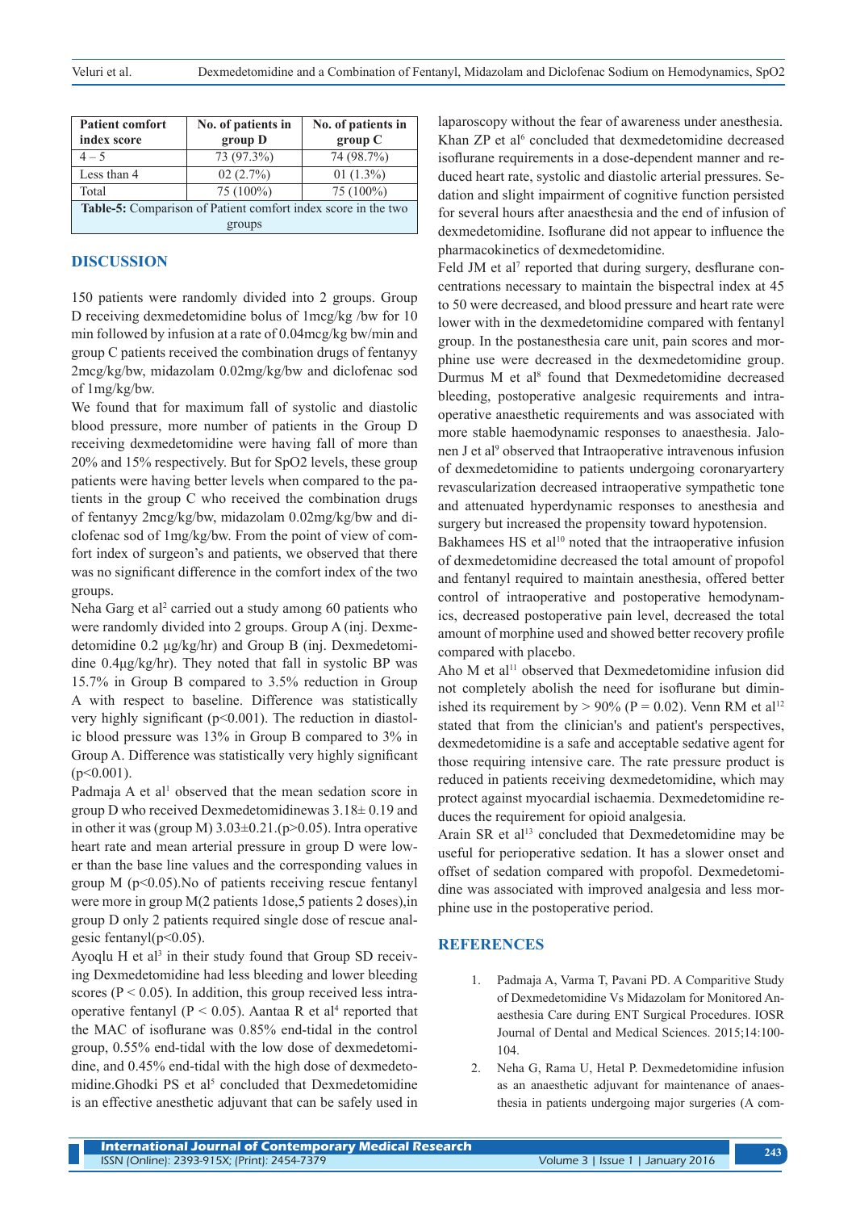| Patient comfort index score | No. of patients in group D | No. of patients in group C |
|---|---|---|
| 4 – 5 | 73 (97.3%) | 74 (98.7%) |
| Less than 4 | 02 (2.7%) | 01 (1.3%) |
| Total | 75 (100%) | 75 (100%) |

**Table-5:** Comparison of Patient comfort index score in the two groups

## DISCUSSION

150 patients were randomly divided into 2 groups. Group D receiving dexmedetomidine bolus of 1mcg/kg /bw for 10 min followed by infusion at a rate of 0.04mcg/kg bw/min and group C patients received the combination drugs of fentanyy 2mcg/kg/bw, midazolam 0.02mg/kg/bw and diclofenac sod of 1mg/kg/bw.

We found that for maximum fall of systolic and diastolic blood pressure, more number of patients in the Group D receiving dexmedetomidine were having fall of more than 20% and 15% respectively. But for SpO2 levels, these group patients were having better levels when compared to the patients in the group C who received the combination drugs of fentanyy 2mcg/kg/bw, midazolam 0.02mg/kg/bw and diclofenac sod of 1mg/kg/bw. From the point of view of comfort index of surgeon's and patients, we observed that there was no significant difference in the comfort index of the two groups.

Neha Garg et al[2] carried out a study among 60 patients who were randomly divided into 2 groups. Group A (inj. Dexmedetomidine 0.2 μg/kg/hr) and Group B (inj. Dexmedetomidine 0.4μg/kg/hr). They noted that fall in systolic BP was 15.7% in Group B compared to 3.5% reduction in Group A with respect to baseline. Difference was statistically very highly significant ($p<0.001$). The reduction in diastolic blood pressure was 13% in Group B compared to 3% in Group A. Difference was statistically very highly significant ($p<0.001$).

Padmaja A et al[1] observed that the mean sedation score in group D who received Dexmedetomidinewas 3.18± 0.19 and in other it was (group M) 3.03±0.21.($p>0.05$). Intra operative heart rate and mean arterial pressure in group D were lower than the base line values and the corresponding values in group M ($p<0.05$).No of patients receiving rescue fentanyl were more in group M(2 patients 1dose,5 patients 2 doses),in group D only 2 patients required single dose of rescue analgesic fentanyl($p<0.05$).

Ayoqlu H et al[3] in their study found that Group SD receiving Dexmedetomidine had less bleeding and lower bleeding scores ($P < 0.05$). In addition, this group received less intraoperative fentanyl ($P < 0.05$). Aantaa R et al[4] reported that the MAC of isoflurane was 0.85% end-tidal in the control group, 0.55% end-tidal with the low dose of dexmedetomidine, and 0.45% end-tidal with the high dose of dexmedetomidine.Ghodki PS et al[5] concluded that Dexmedetomidine is an effective anesthetic adjuvant that can be safely used in laparoscopy without the fear of awareness under anesthesia.

Khan ZP et al[6] concluded that dexmedetomidine decreased isoflurane requirements in a dose-dependent manner and reduced heart rate, systolic and diastolic arterial pressures. Sedation and slight impairment of cognitive function persisted for several hours after anaesthesia and the end of infusion of dexmedetomidine. Isoflurane did not appear to influence the pharmacokinetics of dexmedetomidine.

Feld JM et al[7] reported that during surgery, desflurane concentrations necessary to maintain the bispectral index at 45 to 50 were decreased, and blood pressure and heart rate were lower with in the dexmedetomidine compared with fentanyl group. In the postanesthesia care unit, pain scores and morphine use were decreased in the dexmedetomidine group. Durmus M et al[8] found that Dexmedetomidine decreased bleeding, postoperative analgesic requirements and intraoperative anaesthetic requirements and was associated with more stable haemodynamic responses to anaesthesia. Jalonen J et al[9] observed that Intraoperative intravenous infusion of dexmedetomidine to patients undergoing coronaryartery revascularization decreased intraoperative sympathetic tone and attenuated hyperdynamic responses to anesthesia and surgery but increased the propensity toward hypotension.

Bakhamees HS et al[10] noted that the intraoperative infusion of dexmedetomidine decreased the total amount of propofol and fentanyl required to maintain anesthesia, offered better control of intraoperative and postoperative hemodynamics, decreased postoperative pain level, decreased the total amount of morphine used and showed better recovery profile compared with placebo.

Aho M et al[11] observed that Dexmedetomidine infusion did not completely abolish the need for isoflurane but diminished its requirement by > 90% ($P = 0.02$). Venn RM et al[12] stated that from the clinician's and patient's perspectives, dexmedetomidine is a safe and acceptable sedative agent for those requiring intensive care. The rate pressure product is reduced in patients receiving dexmedetomidine, which may protect against myocardial ischaemia. Dexmedetomidine reduces the requirement for opioid analgesia.

Arain SR et al[13] concluded that Dexmedetomidine may be useful for perioperative sedation. It has a slower onset and offset of sedation compared with propofol. Dexmedetomidine was associated with improved analgesia and less morphine use in the postoperative period.

## REFERENCES

1. Padmaja A, Varma T, Pavani PD. A Comparitive Study of Dexmedetomidine Vs Midazolam for Monitored Anaesthesia Care during ENT Surgical Procedures. IOSR Journal of Dental and Medical Sciences. 2015;14:100-104.
2. Neha G, Rama U, Hetal P. Dexmedetomidine infusion as an anaesthetic adjuvant for maintenance of anaesthesia in patients undergoing major surgeries (A com-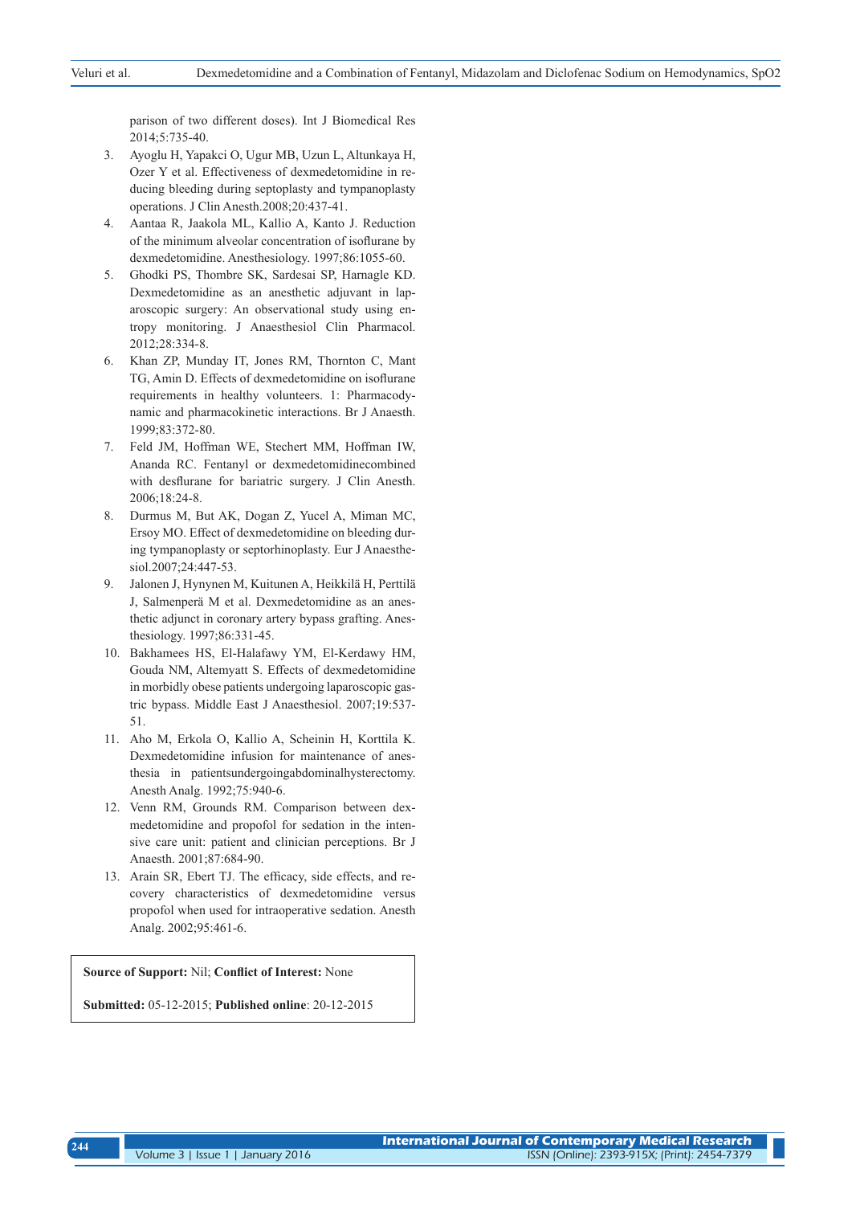parison of two different doses). Int J Biomedical Res 2014;5:735-40.

3. Ayoglu H, Yapakci O, Ugur MB, Uzun L, Altunkaya H, Ozer Y et al. Effectiveness of dexmedetomidine in reducing bleeding during septoplasty and tympanoplasty operations. J Clin Anesth.2008;20:437-41.
4. Aantaa R, Jaakola ML, Kallio A, Kanto J. Reduction of the minimum alveolar concentration of isoflurane by dexmedetomidine. Anesthesiology. 1997;86:1055-60.
5. Ghodki PS, Thombre SK, Sardesai SP, Harnagle KD. Dexmedetomidine as an anesthetic adjuvant in laparoscopic surgery: An observational study using entropy monitoring. J Anaesthesiol Clin Pharmacol. 2012;28:334-8.
6. Khan ZP, Munday IT, Jones RM, Thornton C, Mant TG, Amin D. Effects of dexmedetomidine on isoflurane requirements in healthy volunteers. 1: Pharmacodynamic and pharmacokinetic interactions. Br J Anaesth. 1999;83:372-80.
7. Feld JM, Hoffman WE, Stechert MM, Hoffman IW, Ananda RC. Fentanyl or dexmedetomidinecombined with desflurane for bariatric surgery. J Clin Anesth. 2006;18:24-8.
8. Durmus M, But AK, Dogan Z, Yucel A, Miman MC, Ersoy MO. Effect of dexmedetomidine on bleeding during tympanoplasty or septorhinoplasty. Eur J Anaesthesiol.2007;24:447-53.
9. Jalonen J, Hynynen M, Kuitunen A, Heikkilä H, Perttilä J, Salmenperä M et al. Dexmedetomidine as an anesthetic adjunct in coronary artery bypass grafting. Anesthesiology. 1997;86:331-45.
10. Bakhamees HS, El-Halafawy YM, El-Kerdawy HM, Gouda NM, Altemyatt S. Effects of dexmedetomidine in morbidly obese patients undergoing laparoscopic gastric bypass. Middle East J Anaesthesiol. 2007;19:537-51.
11. Aho M, Erkola O, Kallio A, Scheinin H, Korttila K. Dexmedetomidine infusion for maintenance of anesthesia in patientsundergoingabdominalhysterectomy. Anesth Analg. 1992;75:940-6.
12. Venn RM, Grounds RM. Comparison between dexmedetomidine and propofol for sedation in the intensive care unit: patient and clinician perceptions. Br J Anaesth. 2001;87:684-90.
13. Arain SR, Ebert TJ. The efficacy, side effects, and recovery characteristics of dexmedetomidine versus propofol when used for intraoperative sedation. Anesth Analg. 2002;95:461-6.

**Source of Support:** Nil; **Conflict of Interest:** None

**Submitted:** 05-12-2015; **Published online**: 20-12-2015